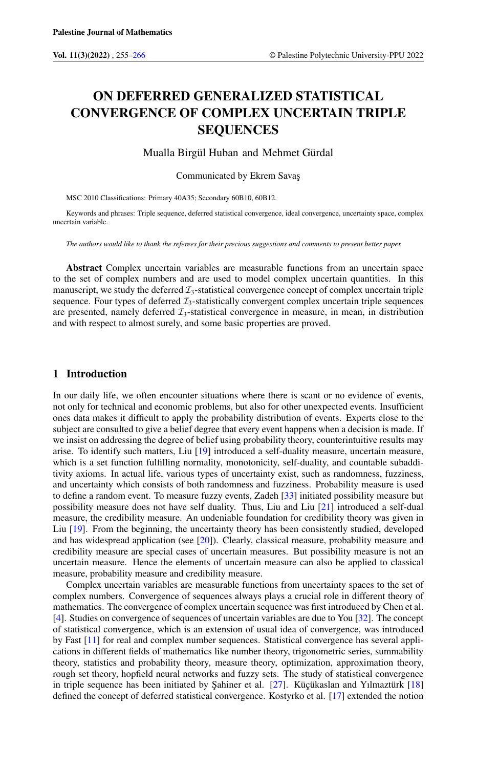# ON DEFERRED GENERALIZED STATISTICAL CONVERGENCE OF COMPLEX UNCERTAIN TRIPLE SEQUENCES

Mualla Birgül Huban and Mehmet Gürdal

Communicated by Ekrem Savaş

MSC 2010 Classifications: Primary 40A35; Secondary 60B10, 60B12.

Keywords and phrases: Triple sequence, deferred statistical convergence, ideal convergence, uncertainty space, complex uncertain variable.

*The authors would like to thank the referees for their precious suggestions and comments to present better paper.*

**Abstract** Complex uncertain variables are measurable functions from an uncertain space to the set of complex numbers and are used to model complex uncertain quantities. In this manuscript, we study the deferred $\mathcal{I}_3$-statistical convergence concept of complex uncertain triple sequence. Four types of deferred $\mathcal{I}_3$-statistically convergent complex uncertain triple sequences are presented, namely deferred $\mathcal{I}_3$-statistical convergence in measure, in mean, in distribution and with respect to almost surely, and some basic properties are proved.

## 1 Introduction

In our daily life, we often encounter situations where there is scant or no evidence of events, not only for technical and economic problems, but also for other unexpected events. Insufficient ones data makes it difficult to apply the probability distribution of events. Experts close to the subject are consulted to give a belief degree that every event happens when a decision is made. If we insist on addressing the degree of belief using probability theory, counterintuitive results may arise. To identify such matters, Liu [19] introduced a self-duality measure, uncertain measure, which is a set function fulfilling normality, monotonicity, self-duality, and countable subadditivity axioms. In actual life, various types of uncertainty exist, such as randomness, fuzziness, and uncertainty which consists of both randomness and fuzziness. Probability measure is used to define a random event. To measure fuzzy events, Zadeh [33] initiated possibility measure but possibility measure does not have self duality. Thus, Liu and Liu [21] introduced a self-dual measure, the credibility measure. An undeniable foundation for credibility theory was given in Liu [19]. From the beginning, the uncertainty theory has been consistently studied, developed and has widespread application (see [20]). Clearly, classical measure, probability measure and credibility measure are special cases of uncertain measures. But possibility measure is not an uncertain measure. Hence the elements of uncertain measure can also be applied to classical measure, probability measure and credibility measure.

Complex uncertain variables are measurable functions from uncertainty spaces to the set of complex numbers. Convergence of sequences always plays a crucial role in different theory of mathematics. The convergence of complex uncertain sequence was first introduced by Chen et al. [4]. Studies on convergence of sequences of uncertain variables are due to You [32]. The concept of statistical convergence, which is an extension of usual idea of convergence, was introduced by Fast [11] for real and complex number sequences. Statistical convergence has several applications in different fields of mathematics like number theory, trigonometric series, summability theory, statistics and probability theory, measure theory, optimization, approximation theory, rough set theory, hopfield neural networks and fuzzy sets. The study of statistical convergence in triple sequence has been initiated by Şahiner et al. [27]. Küçükaslan and Yılmaztürk [18] defined the concept of deferred statistical convergence. Kostyrko et al. [17] extended the notion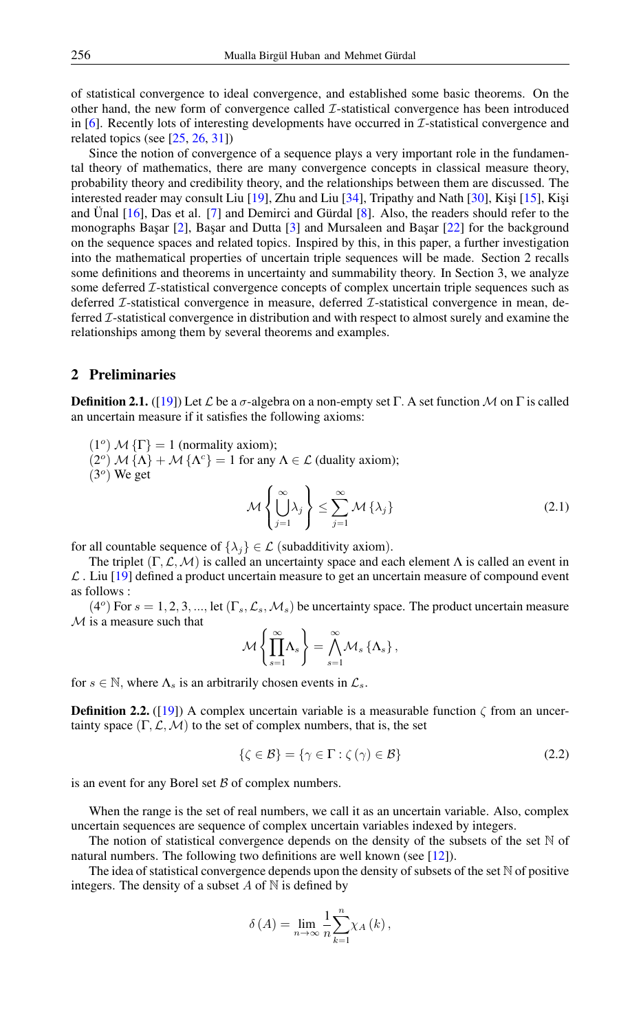of statistical convergence to ideal convergence, and established some basic theorems. On the other hand, the new form of convergence called $\mathcal{I}$-statistical convergence has been introduced in [6]. Recently lots of interesting developments have occurred in $\mathcal{I}$-statistical convergence and related topics (see [25, 26, 31])

Since the notion of convergence of a sequence plays a very important role in the fundamental theory of mathematics, there are many convergence concepts in classical measure theory, probability theory and credibility theory, and the relationships between them are discussed. The interested reader may consult Liu [19], Zhu and Liu [34], Tripathy and Nath [30], Kişi [15], Kişi and Ünal [16], Das et al. [7] and Demirci and Gürdal [8]. Also, the readers should refer to the monographs Başar [2], Başar and Dutta [3] and Mursaleen and Başar [22] for the background on the sequence spaces and related topics. Inspired by this, in this paper, a further investigation into the mathematical properties of uncertain triple sequences will be made. Section 2 recalls some definitions and theorems in uncertainty and summability theory. In Section 3, we analyze some deferred $\mathcal{I}$-statistical convergence concepts of complex uncertain triple sequences such as deferred $\mathcal{I}$-statistical convergence in measure, deferred $\mathcal{I}$-statistical convergence in mean, deferred $\mathcal{I}$-statistical convergence in distribution and with respect to almost surely and examine the relationships among them by several theorems and examples.

## 2 Preliminaries

**Definition 2.1.** ([19]) Let $\mathcal{L}$ be a $\sigma$-algebra on a non-empty set $\Gamma$. A set function $\mathcal{M}$ on $\Gamma$ is called an uncertain measure if it satisfies the following axioms:

$(1^o)$ $\mathcal{M}\{\Gamma\} = 1$ (normality axiom);
$(2^o)$ $\mathcal{M}\{\Lambda\} + \mathcal{M}\{\Lambda^c\} = 1$ for any $\Lambda \in \mathcal{L}$ (duality axiom);
$(3^o)$ We get

$$\mathcal{M}\left\{\bigcup_{j=1}^{\infty}\lambda_j\right\} \leq \sum_{j=1}^{\infty}\mathcal{M}\{\lambda_j\} \tag{2.1}$$

for all countable sequence of $\{\lambda_j\} \in \mathcal{L}$ (subadditivity axiom).

The triplet $(\Gamma, \mathcal{L}, \mathcal{M})$ is called an uncertainty space and each element $\Lambda$ is called an event in $\mathcal{L}$ . Liu [19] defined a product uncertain measure to get an uncertain measure of compound event as follows :

$(4^o)$ For $s = 1, 2, 3, ...$, let $(\Gamma_s, \mathcal{L}_s, \mathcal{M}_s)$ be uncertainty space. The product uncertain measure $\mathcal{M}$ is a measure such that

$$\mathcal{M}\left\{\prod_{s=1}^{\infty}\Lambda_s\right\} = \bigwedge_{s=1}^{\infty}\mathcal{M}_s\{\Lambda_s\},$$

for $s \in \mathbb{N}$, where $\Lambda_s$ is an arbitrarily chosen events in $\mathcal{L}_s$.

**Definition 2.2.** ([19]) A complex uncertain variable is a measurable function $\zeta$ from an uncertainty space $(\Gamma, \mathcal{L}, \mathcal{M})$ to the set of complex numbers, that is, the set

$$\{\zeta \in \mathcal{B}\} = \{\gamma \in \Gamma : \zeta(\gamma) \in \mathcal{B}\} \tag{2.2}$$

is an event for any Borel set $\mathcal{B}$ of complex numbers.

When the range is the set of real numbers, we call it as an uncertain variable. Also, complex uncertain sequences are sequence of complex uncertain variables indexed by integers.

The notion of statistical convergence depends on the density of the subsets of the set $\mathbb{N}$ of natural numbers. The following two definitions are well known (see [12]).

The idea of statistical convergence depends upon the density of subsets of the set $\mathbb{N}$ of positive integers. The density of a subset $A$ of $\mathbb{N}$ is defined by

$$\delta(A) = \lim_{n\to\infty}\frac{1}{n}\sum_{k=1}^{n}\chi_A(k),$$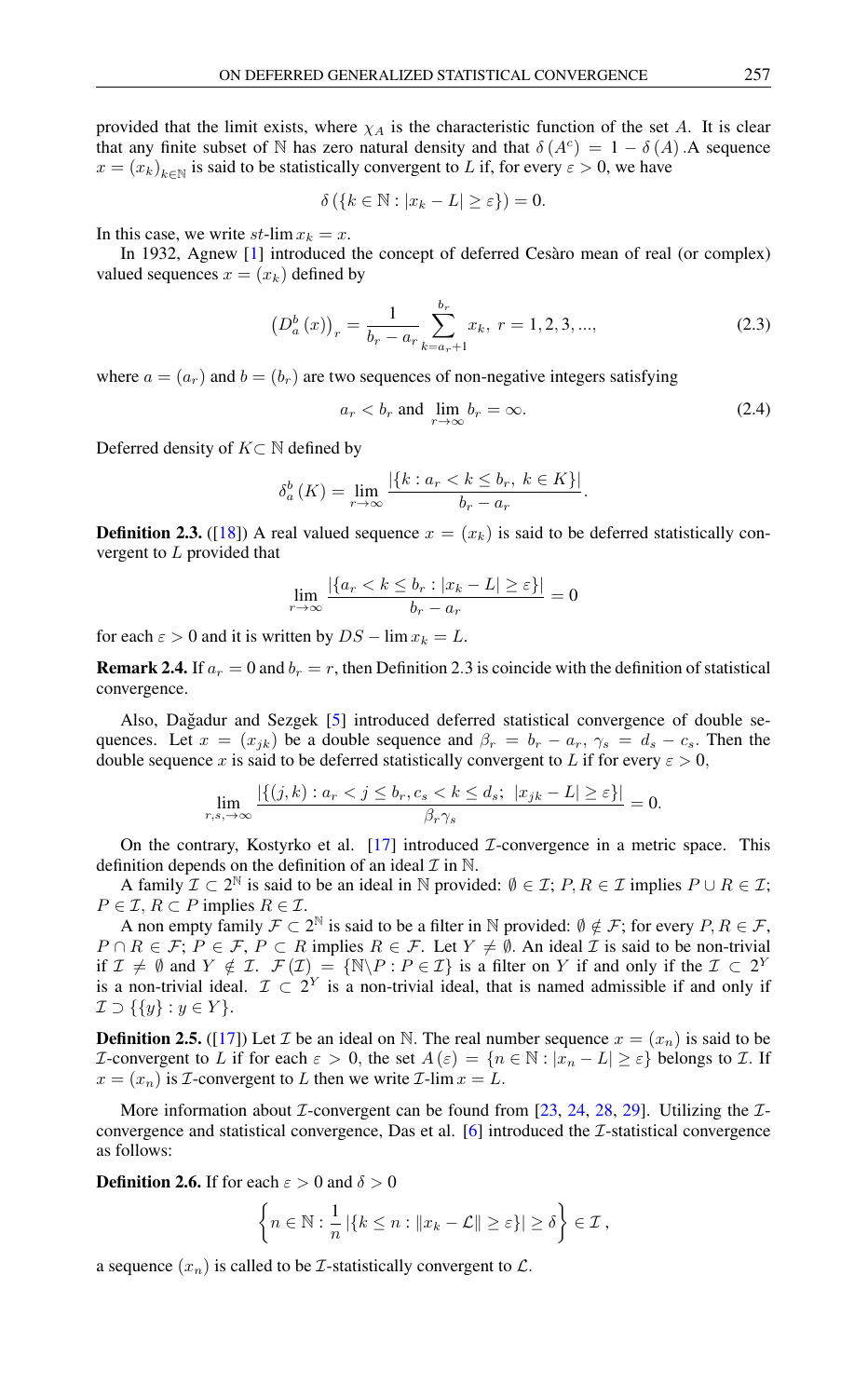provided that the limit exists, where $\chi_A$ is the characteristic function of the set $A$. It is clear that any finite subset of $\mathbb{N}$ has zero natural density and that $\delta(A^c) = 1 - \delta(A)$ .A sequence $x = (x_k)_{k\in\mathbb{N}}$ is said to be statistically convergent to $L$ if, for every $\varepsilon > 0$, we have

$$\delta(\{k \in \mathbb{N} : |x_k - L| \geq \varepsilon\}) = 0.$$

In this case, we write $st$-$\lim x_k = x$.

In 1932, Agnew [1] introduced the concept of deferred Cesàro mean of real (or complex) valued sequences $x = (x_k)$ defined by

$$\left(D_a^b(x)\right)_r = \frac{1}{b_r - a_r}\sum_{k=a_r+1}^{b_r} x_k,\ r = 1, 2, 3, ..., \tag{2.3}$$

where $a = (a_r)$ and $b = (b_r)$ are two sequences of non-negative integers satisfying

$$a_r < b_r \text{ and } \lim_{r\to\infty} b_r = \infty. \tag{2.4}$$

Deferred density of $K \subset \mathbb{N}$ defined by

$$\delta_a^b(K) = \lim_{r\to\infty} \frac{|\{k : a_r < k \leq b_r,\ k \in K\}|}{b_r - a_r}.$$

**Definition 2.3.** ([18]) A real valued sequence $x = (x_k)$ is said to be deferred statistically convergent to $L$ provided that

$$\lim_{r\to\infty} \frac{|\{a_r < k \leq b_r : |x_k - L| \geq \varepsilon\}|}{b_r - a_r} = 0$$

for each $\varepsilon > 0$ and it is written by $DS - \lim x_k = L$.

**Remark 2.4.** If $a_r = 0$ and $b_r = r$, then Definition 2.3 is coincide with the definition of statistical convergence.

Also, Dağadur and Sezgek [5] introduced deferred statistical convergence of double sequences. Let $x = (x_{jk})$ be a double sequence and $\beta_r = b_r - a_r$, $\gamma_s = d_s - c_s$. Then the double sequence $x$ is said to be deferred statistically convergent to $L$ if for every $\varepsilon > 0$,

$$\lim_{r,s,\to\infty} \frac{|\{(j,k) : a_r < j \leq b_r, c_s < k \leq d_s;\ |x_{jk} - L| \geq \varepsilon\}|}{\beta_r \gamma_s} = 0.$$

On the contrary, Kostyrko et al. [17] introduced $\mathcal{I}$-convergence in a metric space. This definition depends on the definition of an ideal $\mathcal{I}$ in $\mathbb{N}$.

A family $\mathcal{I} \subset 2^{\mathbb{N}}$ is said to be an ideal in $\mathbb{N}$ provided: $\emptyset \in \mathcal{I}$; $P, R \in \mathcal{I}$ implies $P \cup R \in \mathcal{I}$; $P \in \mathcal{I}$, $R \subset P$ implies $R \in \mathcal{I}$.

A non empty family $\mathcal{F} \subset 2^{\mathbb{N}}$ is said to be a filter in $\mathbb{N}$ provided: $\emptyset \notin \mathcal{F}$; for every $P, R \in \mathcal{F}$, $P \cap R \in \mathcal{F}$; $P \in \mathcal{F}$, $P \subset R$ implies $R \in \mathcal{F}$. Let $Y \neq \emptyset$. An ideal $\mathcal{I}$ is said to be non-trivial if $\mathcal{I} \neq \emptyset$ and $Y \notin \mathcal{I}$. $\mathcal{F}(\mathcal{I}) = \{\mathbb{N} \backslash P : P \in \mathcal{I}\}$ is a filter on $Y$ if and only if the $\mathcal{I} \subset 2^Y$ is a non-trivial ideal. $\mathcal{I} \subset 2^Y$ is a non-trivial ideal, that is named admissible if and only if $\mathcal{I} \supset \{\{y\} : y \in Y\}$.

**Definition 2.5.** ([17]) Let $\mathcal{I}$ be an ideal on $\mathbb{N}$. The real number sequence $x = (x_n)$ is said to be $\mathcal{I}$-convergent to $L$ if for each $\varepsilon > 0$, the set $A(\varepsilon) = \{n \in \mathbb{N} : |x_n - L| \geq \varepsilon\}$ belongs to $\mathcal{I}$. If $x = (x_n)$ is $\mathcal{I}$-convergent to $L$ then we write $\mathcal{I}$-$\lim x = L$.

More information about $\mathcal{I}$-convergent can be found from [23, 24, 28, 29]. Utilizing the $\mathcal{I}$-convergence and statistical convergence, Das et al. [6] introduced the $\mathcal{I}$-statistical convergence as follows:

**Definition 2.6.** If for each $\varepsilon > 0$ and $\delta > 0$

$$\left\{n \in \mathbb{N} : \frac{1}{n}|\{k \leq n : \|x_k - \mathcal{L}\| \geq \varepsilon\}| \geq \delta\right\} \in \mathcal{I},$$

a sequence $(x_n)$ is called to be $\mathcal{I}$-statistically convergent to $\mathcal{L}$.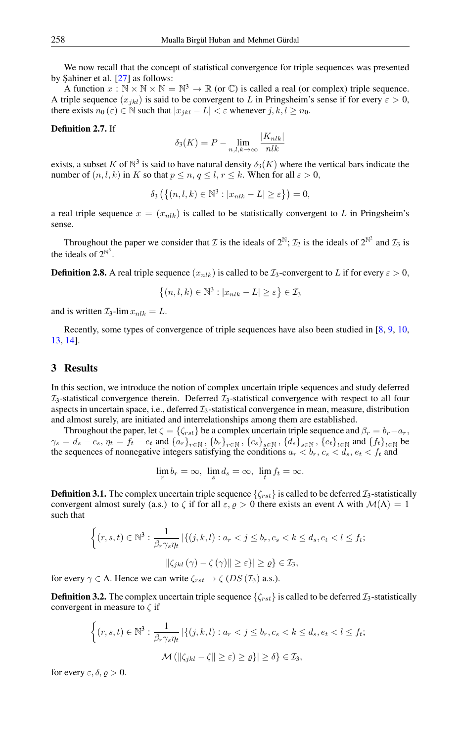We now recall that the concept of statistical convergence for triple sequences was presented by Şahiner et al. [27] as follows:

A function $x : \mathbb{N} \times \mathbb{N} \times \mathbb{N} = \mathbb{N}^3 \to \mathbb{R}$ (or $\mathbb{C}$) is called a real (or complex) triple sequence. A triple sequence $(x_{jkl})$ is said to be convergent to $L$ in Pringsheim's sense if for every $\varepsilon > 0$, there exists $n_0(\varepsilon) \in \mathbb{N}$ such that $|x_{jkl} - L| < \varepsilon$ whenever $j, k, l \geq n_0$.

**Definition 2.7.** If

$$\delta_3(K) = P - \lim_{n,l,k \to \infty} \frac{|K_{nlk}|}{nlk}$$

exists, a subset $K$ of $\mathbb{N}^3$ is said to have natural density $\delta_3(K)$ where the vertical bars indicate the number of $(n, l, k)$ in $K$ so that $p \leq n$, $q \leq l$, $r \leq k$. When for all $\varepsilon > 0$,

$$\delta_3\left(\left\{(n, l, k) \in \mathbb{N}^3 : |x_{nlk} - L| \geq \varepsilon\right\}\right) = 0,$$

a real triple sequence $x = (x_{nlk})$ is called to be statistically convergent to $L$ in Pringsheim's sense.

Throughout the paper we consider that $\mathcal{I}$ is the ideals of $2^{\mathbb{N}}$; $\mathcal{I}_2$ is the ideals of $2^{\mathbb{N}^2}$ and $\mathcal{I}_3$ is the ideals of $2^{\mathbb{N}^3}$.

**Definition 2.8.** A real triple sequence $(x_{nlk})$ is called to be $\mathcal{I}_3$-convergent to $L$ if for every $\varepsilon > 0$,

$$\left\{(n, l, k) \in \mathbb{N}^3 : |x_{nlk} - L| \geq \varepsilon\right\} \in \mathcal{I}_3$$

and is written $\mathcal{I}_3\text{-}\lim x_{nlk} = L$.

Recently, some types of convergence of triple sequences have also been studied in [8, 9, 10, 13, 14].

## 3 Results

In this section, we introduce the notion of complex uncertain triple sequences and study deferred $\mathcal{I}_3$-statistical convergence therein. Deferred $\mathcal{I}_3$-statistical convergence with respect to all four aspects in uncertain space, i.e., deferred $\mathcal{I}_3$-statistical convergence in mean, measure, distribution and almost surely, are initiated and interrelationships among them are established.

Throughout the paper, let $\zeta = \{\zeta_{rst}\}$ be a complex uncertain triple sequence and $\beta_r = b_r - a_r$, $\gamma_s = d_s - c_s$, $\eta_t = f_t - e_t$ and $\{a_r\}_{r\in\mathbb{N}}$, $\{b_r\}_{r\in\mathbb{N}}$, $\{c_s\}_{s\in\mathbb{N}}$, $\{d_s\}_{s\in\mathbb{N}}$, $\{e_t\}_{t\in\mathbb{N}}$ and $\{f_t\}_{t\in\mathbb{N}}$ be the sequences of nonnegative integers satisfying the conditions $a_r < b_r$, $c_s < d_s$, $e_t < f_t$ and

$$\lim_r b_r = \infty, \ \lim_s d_s = \infty, \ \lim_t f_t = \infty.$$

**Definition 3.1.** The complex uncertain triple sequence $\{\zeta_{rst}\}$ is called to be deferred $\mathcal{I}_3$-statistically convergent almost surely (a.s.) to $\zeta$ if for all $\varepsilon, \varrho > 0$ there exists an event $\Lambda$ with $\mathcal{M}(\Lambda) = 1$ such that

$$\Big\{(r, s, t) \in \mathbb{N}^3 : \frac{1}{\beta_r \gamma_s \eta_t} \left|\{(j, k, l) : a_r < j \leq b_r, c_s < k \leq d_s, e_t < l \leq f_t; \right.$$
$$\left. \|\zeta_{jkl}(\gamma) - \zeta(\gamma)\| \geq \varepsilon\}\right| \geq \varrho\Big\} \in \mathcal{I}_3,$$

for every $\gamma \in \Lambda$. Hence we can write $\zeta_{rst} \to \zeta\ (DS(\mathcal{I}_3)$ a.s.$)$.

**Definition 3.2.** The complex uncertain triple sequence $\{\zeta_{rst}\}$ is called to be deferred $\mathcal{I}_3$-statistically convergent in measure to $\zeta$ if

$$\Big\{(r, s, t) \in \mathbb{N}^3 : \frac{1}{\beta_r \gamma_s \eta_t} \left|\{(j, k, l) : a_r < j \leq b_r, c_s < k \leq d_s, e_t < l \leq f_t; \right.$$
$$\left. \mathcal{M}\left(\|\zeta_{jkl} - \zeta\| \geq \varepsilon\right) \geq \varrho\}\right| \geq \delta\Big\} \in \mathcal{I}_3,$$

for every $\varepsilon, \delta, \varrho > 0$.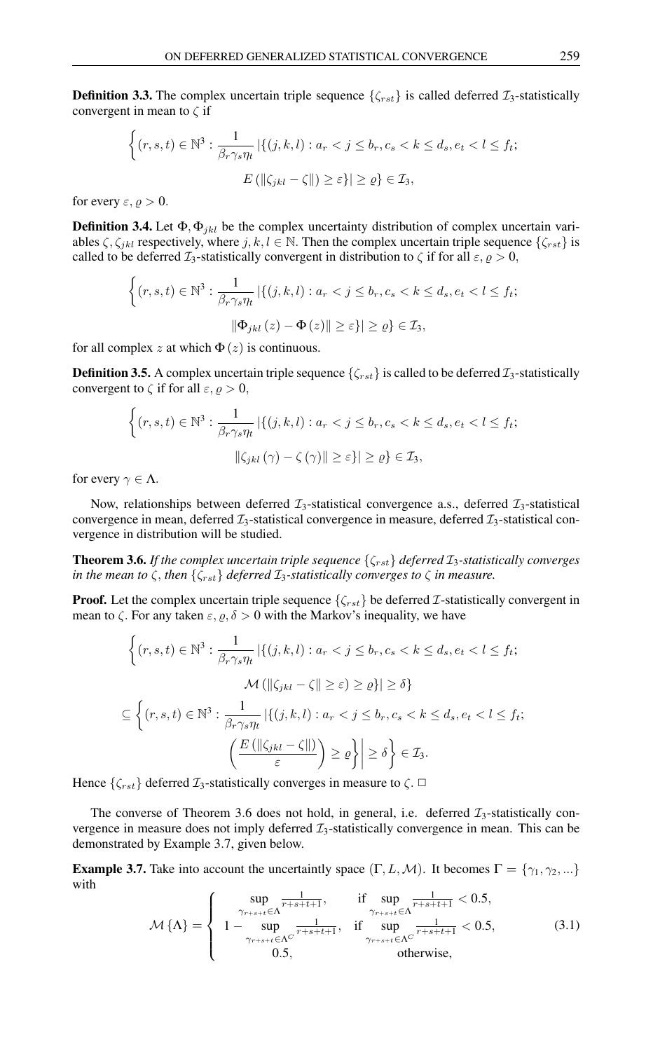**Definition 3.3.** The complex uncertain triple sequence $\{\zeta_{rst}\}$ is called deferred $\mathcal{I}_3$-statistically convergent in mean to $\zeta$ if

$$\Big\{(r,s,t)\in\mathbb{N}^3 : \frac{1}{\beta_r\gamma_s\eta_t}\left|\{(j,k,l) : a_r < j \le b_r, c_s < k \le d_s, e_t < l \le f_t;\right.$$
$$\left. E\left(\|\zeta_{jkl}-\zeta\|\right)\ge\varepsilon\}\right| \ge \varrho\} \in \mathcal{I}_3,$$

for every $\varepsilon, \varrho > 0$.

**Definition 3.4.** Let $\Phi, \Phi_{jkl}$ be the complex uncertainty distribution of complex uncertain variables $\zeta, \zeta_{jkl}$ respectively, where $j,k,l\in\mathbb{N}$. Then the complex uncertain triple sequence $\{\zeta_{rst}\}$ is called to be deferred $\mathcal{I}_3$-statistically convergent in distribution to $\zeta$ if for all $\varepsilon, \varrho > 0$,

$$\Big\{(r,s,t)\in\mathbb{N}^3 : \frac{1}{\beta_r\gamma_s\eta_t}\left|\{(j,k,l) : a_r < j \le b_r, c_s < k \le d_s, e_t < l \le f_t;\right.$$
$$\left.\|\Phi_{jkl}(z)-\Phi(z)\|\ge\varepsilon\}\right| \ge \varrho\} \in \mathcal{I}_3,$$

for all complex $z$ at which $\Phi(z)$ is continuous.

**Definition 3.5.** A complex uncertain triple sequence $\{\zeta_{rst}\}$ is called to be deferred $\mathcal{I}_3$-statistically convergent to $\zeta$ if for all $\varepsilon, \varrho > 0$,

$$\Big\{(r,s,t)\in\mathbb{N}^3 : \frac{1}{\beta_r\gamma_s\eta_t}\left|\{(j,k,l) : a_r < j \le b_r, c_s < k \le d_s, e_t < l \le f_t;\right.$$
$$\left.\|\zeta_{jkl}(\gamma)-\zeta(\gamma)\|\ge\varepsilon\}\right| \ge \varrho\} \in \mathcal{I}_3,$$

for every $\gamma\in\Lambda$.

Now, relationships between deferred $\mathcal{I}_3$-statistical convergence a.s., deferred $\mathcal{I}_3$-statistical convergence in mean, deferred $\mathcal{I}_3$-statistical convergence in measure, deferred $\mathcal{I}_3$-statistical convergence in distribution will be studied.

**Theorem 3.6.** *If the complex uncertain triple sequence $\{\zeta_{rst}\}$ deferred $\mathcal{I}_3$-statistically converges in the mean to $\zeta$, then $\{\zeta_{rst}\}$ deferred $\mathcal{I}_3$-statistically converges to $\zeta$ in measure.*

**Proof.** Let the complex uncertain triple sequence $\{\zeta_{rst}\}$ be deferred $\mathcal{I}$-statistically convergent in mean to $\zeta$. For any taken $\varepsilon, \varrho, \delta > 0$ with the Markov's inequality, we have

$$\Big\{(r,s,t)\in\mathbb{N}^3 : \frac{1}{\beta_r\gamma_s\eta_t}\left|\{(j,k,l) : a_r < j \le b_r, c_s < k \le d_s, e_t < l \le f_t;\right.$$
$$\left.\mathcal{M}\left(\|\zeta_{jkl}-\zeta\|\ge\varepsilon\right)\ge\varrho\}\right| \ge \delta\}$$
$$\subseteq \Big\{(r,s,t)\in\mathbb{N}^3 : \frac{1}{\beta_r\gamma_s\eta_t}\left|\{(j,k,l) : a_r < j \le b_r, c_s < k \le d_s, e_t < l \le f_t;\right.$$
$$\left.\left(\frac{E\left(\|\zeta_{jkl}-\zeta\|\right)}{\varepsilon}\right)\ge\varrho\Big\}\right| \ge \delta\Big\} \in \mathcal{I}_3.$$

Hence $\{\zeta_{rst}\}$ deferred $\mathcal{I}_3$-statistically converges in measure to $\zeta$. □

The converse of Theorem 3.6 does not hold, in general, i.e. deferred $\mathcal{I}_3$-statistically convergence in measure does not imply deferred $\mathcal{I}_3$-statistically convergence in mean. This can be demonstrated by Example 3.7, given below.

**Example 3.7.** Take into account the uncertaintly space $(\Gamma, L, \mathcal{M})$. It becomes $\Gamma = \{\gamma_1, \gamma_2, ...\}$ with

$$\mathcal{M}\{\Lambda\} = \begin{cases} \sup\limits_{\gamma_{r+s+t}\in\Lambda} \frac{1}{r+s+t+1}, & \text{if } \sup\limits_{\gamma_{r+s+t}\in\Lambda} \frac{1}{r+s+t+1} < 0.5, \\ 1 - \sup\limits_{\gamma_{r+s+t}\in\Lambda^C} \frac{1}{r+s+t+1}, & \text{if } \sup\limits_{\gamma_{r+s+t}\in\Lambda^C} \frac{1}{r+s+t+1} < 0.5, \\ 0.5, & \text{otherwise,} \end{cases} \tag{3.1}$$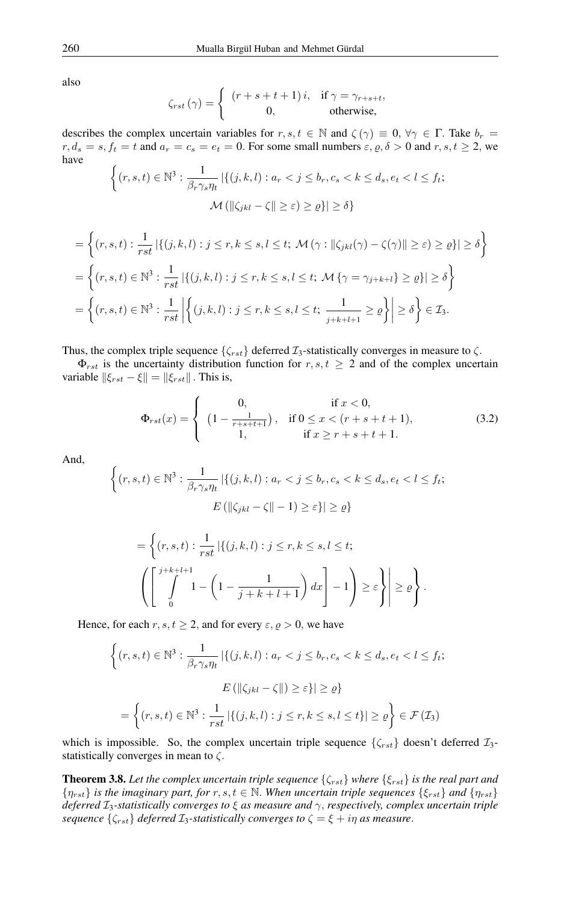also

$$\zeta_{rst}(\gamma) = \begin{cases} (r+s+t+1)\, i, & \text{if } \gamma = \gamma_{r+s+t}, \\ 0, & \text{otherwise,} \end{cases}$$

describes the complex uncertain variables for $r, s, t \in \mathbb{N}$ and $\zeta(\gamma) \equiv 0$, $\forall \gamma \in \Gamma$. Take $b_r = r, d_s = s, f_t = t$ and $a_r = c_s = e_t = 0$. For some small numbers $\varepsilon, \varrho, \delta > 0$ and $r, s, t \geq 2$, we have

$$\Big\{(r,s,t) \in \mathbb{N}^3 : \frac{1}{\beta_r \gamma_s \eta_t} \left|\{(j,k,l) : a_r < j \leq b_r, c_s < k \leq d_s, e_t < l \leq f_t;\right.$$
$$\left.\mathcal{M}\left(\|\zeta_{jkl} - \zeta\| \geq \varepsilon\right) \geq \varrho\}\right| \geq \delta\Big\}$$

$$= \left\{(r,s,t) : \frac{1}{rst} \left|\{(j,k,l) : j \leq r, k \leq s, l \leq t;\ \mathcal{M}\left(\gamma : \|\zeta_{jkl}(\gamma) - \zeta(\gamma)\| \geq \varepsilon\right) \geq \varrho\}\right| \geq \delta\right\}$$

$$= \left\{(r,s,t) \in \mathbb{N}^3 : \frac{1}{rst} \left|\{(j,k,l) : j \leq r, k \leq s, l \leq t;\ \mathcal{M}\left\{\gamma = \gamma_{j+k+l}\right\} \geq \varrho\}\right| \geq \delta\right\}$$

$$= \left\{(r,s,t) \in \mathbb{N}^3 : \frac{1}{rst} \left|\left\{(j,k,l) : j \leq r, k \leq s, l \leq t;\ \frac{1}{j+k+l+1} \geq \varrho\right\}\right| \geq \delta\right\} \in \mathcal{I}_3.$$

Thus, the complex triple sequence $\{\zeta_{rst}\}$ deferred $\mathcal{I}_3$-statistically converges in measure to $\zeta$.

$\Phi_{rst}$ is the uncertainty distribution function for $r, s, t \geq 2$ and of the complex uncertain variable $\|\xi_{rst} - \xi\| = \|\xi_{rst}\|$. This is,

$$\Phi_{rst}(x) = \begin{cases} 0, & \text{if } x < 0, \\ \left(1 - \frac{1}{r+s+t+1}\right), & \text{if } 0 \leq x < (r+s+t+1), \\ 1, & \text{if } x \geq r+s+t+1. \end{cases} \tag{3.2}$$

And,

$$\Big\{(r,s,t) \in \mathbb{N}^3 : \frac{1}{\beta_r \gamma_s \eta_t} \left|\{(j,k,l) : a_r < j \leq b_r, c_s < k \leq d_s, e_t < l \leq f_t;\right.$$
$$\left.E\left(\|\zeta_{jkl} - \zeta\| - 1\right) \geq \varepsilon\}\right| \geq \varrho\Big\}$$

$$= \Big\{(r,s,t) : \frac{1}{rst} \Big|\{(j,k,l) : j \leq r, k \leq s, l \leq t;$$
$$\left(\left[\int_0^{j+k+l+1} 1 - \left(1 - \frac{1}{j+k+l+1}\right) dx\right] - 1\right) \geq \varepsilon\Big\}\Big| \geq \varrho\Big\}.$$

Hence, for each $r, s, t \geq 2$, and for every $\varepsilon, \varrho > 0$, we have

$$\Big\{(r,s,t) \in \mathbb{N}^3 : \frac{1}{\beta_r \gamma_s \eta_t} \left|\{(j,k,l) : a_r < j \leq b_r, c_s < k \leq d_s, e_t < l \leq f_t;\right.$$
$$\left.E\left(\|\zeta_{jkl} - \zeta\|\right) \geq \varepsilon\}\right| \geq \varrho\Big\}$$
$$= \left\{(r,s,t) \in \mathbb{N}^3 : \frac{1}{rst} \left|\{(j,k,l) : j \leq r, k \leq s, l \leq t\}\right| \geq \varrho\right\} \in \mathcal{F}(\mathcal{I}_3)$$

which is impossible. So, the complex uncertain triple sequence $\{\zeta_{rst}\}$ doesn't deferred $\mathcal{I}_3$-statistically converges in mean to $\zeta$.

**Theorem 3.8.** *Let the complex uncertain triple sequence $\{\zeta_{rst}\}$ where $\{\xi_{rst}\}$ is the real part and $\{\eta_{rst}\}$ is the imaginary part, for $r, s, t \in \mathbb{N}$. When uncertain triple sequences $\{\xi_{rst}\}$ and $\{\eta_{rst}\}$ deferred $\mathcal{I}_3$-statistically converges to $\xi$ as measure and $\gamma$, respectively, complex uncertain triple sequence $\{\zeta_{rst}\}$ deferred $\mathcal{I}_3$-statistically converges to $\zeta = \xi + i\eta$ as measure.*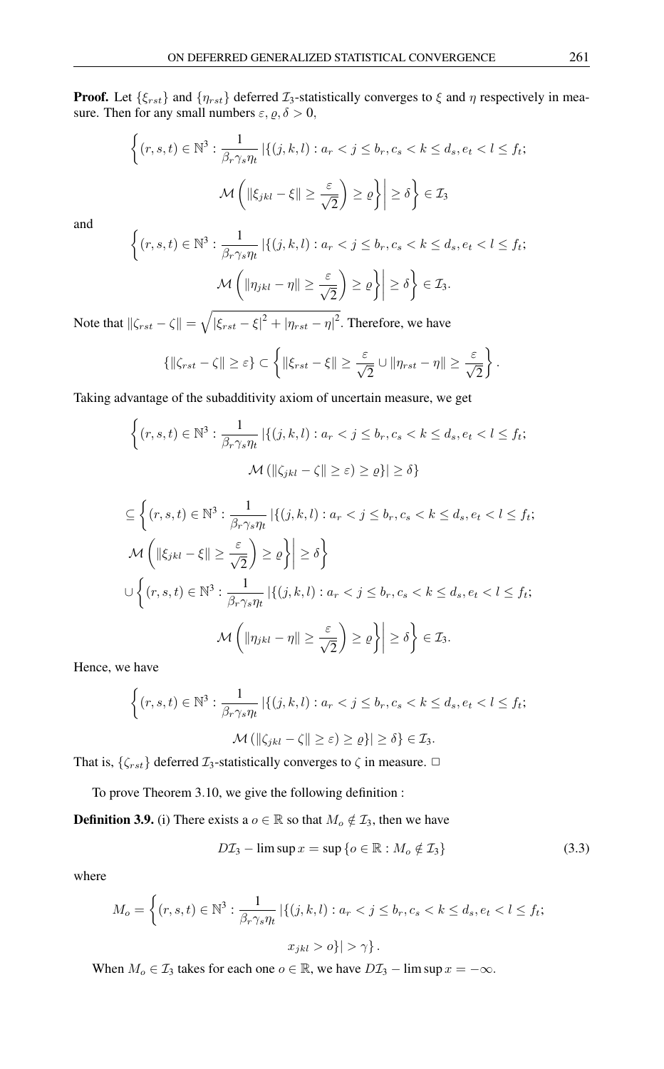**Proof.** Let $\{\xi_{rst}\}$ and $\{\eta_{rst}\}$ deferred $\mathcal{I}_3$-statistically converges to $\xi$ and $\eta$ respectively in measure. Then for any small numbers $\varepsilon, \varrho, \delta > 0$,

$$\Bigg\{(r,s,t) \in \mathbb{N}^3 : \frac{1}{\beta_r \gamma_s \eta_t} \left|\{(j,k,l) : a_r < j \leq b_r, c_s < k \leq d_s, e_t < l \leq f_t;\right.$$
$$\left.\mathcal{M}\left(\|\xi_{jkl} - \xi\| \geq \frac{\varepsilon}{\sqrt{2}}\right) \geq \varrho\}\right| \geq \delta\Bigg\} \in \mathcal{I}_3$$

and

$$\Bigg\{(r,s,t) \in \mathbb{N}^3 : \frac{1}{\beta_r \gamma_s \eta_t} \left|\{(j,k,l) : a_r < j \leq b_r, c_s < k \leq d_s, e_t < l \leq f_t;\right.$$
$$\left.\mathcal{M}\left(\|\eta_{jkl} - \eta\| \geq \frac{\varepsilon}{\sqrt{2}}\right) \geq \varrho\}\right| \geq \delta\Bigg\} \in \mathcal{I}_3.$$

Note that $\|\zeta_{rst} - \zeta\| = \sqrt{|\xi_{rst} - \xi|^2 + |\eta_{rst} - \eta|^2}$. Therefore, we have

$$\{\|\zeta_{rst} - \zeta\| \geq \varepsilon\} \subset \left\{\|\xi_{rst} - \xi\| \geq \frac{\varepsilon}{\sqrt{2}} \cup \|\eta_{rst} - \eta\| \geq \frac{\varepsilon}{\sqrt{2}}\right\}.$$

Taking advantage of the subadditivity axiom of uncertain measure, we get

$$\Bigg\{(r,s,t) \in \mathbb{N}^3 : \frac{1}{\beta_r \gamma_s \eta_t} |\{(j,k,l) : a_r < j \leq b_r, c_s < k \leq d_s, e_t < l \leq f_t;$$
$$\mathcal{M}\left(\|\zeta_{jkl} - \zeta\| \geq \varepsilon\right) \geq \varrho\}| \geq \delta\}$$

$$\subseteq \Bigg\{(r,s,t) \in \mathbb{N}^3 : \frac{1}{\beta_r \gamma_s \eta_t} |\{(j,k,l) : a_r < j \leq b_r, c_s < k \leq d_s, e_t < l \leq f_t;$$
$$\left.\mathcal{M}\left(\|\xi_{jkl} - \xi\| \geq \frac{\varepsilon}{\sqrt{2}}\right) \geq \varrho\}\right| \geq \delta\Bigg\}$$
$$\cup \Bigg\{(r,s,t) \in \mathbb{N}^3 : \frac{1}{\beta_r \gamma_s \eta_t} |\{(j,k,l) : a_r < j \leq b_r, c_s < k \leq d_s, e_t < l \leq f_t;$$
$$\left.\mathcal{M}\left(\|\eta_{jkl} - \eta\| \geq \frac{\varepsilon}{\sqrt{2}}\right) \geq \varrho\}\right| \geq \delta\Bigg\} \in \mathcal{I}_3.$$

Hence, we have

$$\Bigg\{(r,s,t) \in \mathbb{N}^3 : \frac{1}{\beta_r \gamma_s \eta_t} |\{(j,k,l) : a_r < j \leq b_r, c_s < k \leq d_s, e_t < l \leq f_t;$$
$$\mathcal{M}\left(\|\zeta_{jkl} - \zeta\| \geq \varepsilon\right) \geq \varrho\}| \geq \delta\} \in \mathcal{I}_3.$$

That is, $\{\zeta_{rst}\}$ deferred $\mathcal{I}_3$-statistically converges to $\zeta$ in measure. □

To prove Theorem 3.10, we give the following definition :

**Definition 3.9.** (i) There exists a $o \in \mathbb{R}$ so that $M_o \notin \mathcal{I}_3$, then we have

$$D\mathcal{I}_3 - \limsup x = \sup \{o \in \mathbb{R} : M_o \notin \mathcal{I}_3\} \tag{3.3}$$

where

$$M_o = \Bigg\{(r,s,t) \in \mathbb{N}^3 : \frac{1}{\beta_r \gamma_s \eta_t} |\{(j,k,l) : a_r < j \leq b_r, c_s < k \leq d_s, e_t < l \leq f_t;$$
$$x_{jkl} > o\}| > \gamma\Big\}.$$

When $M_o \in \mathcal{I}_3$ takes for each one $o \in \mathbb{R}$, we have $D\mathcal{I}_3 - \limsup x = -\infty$.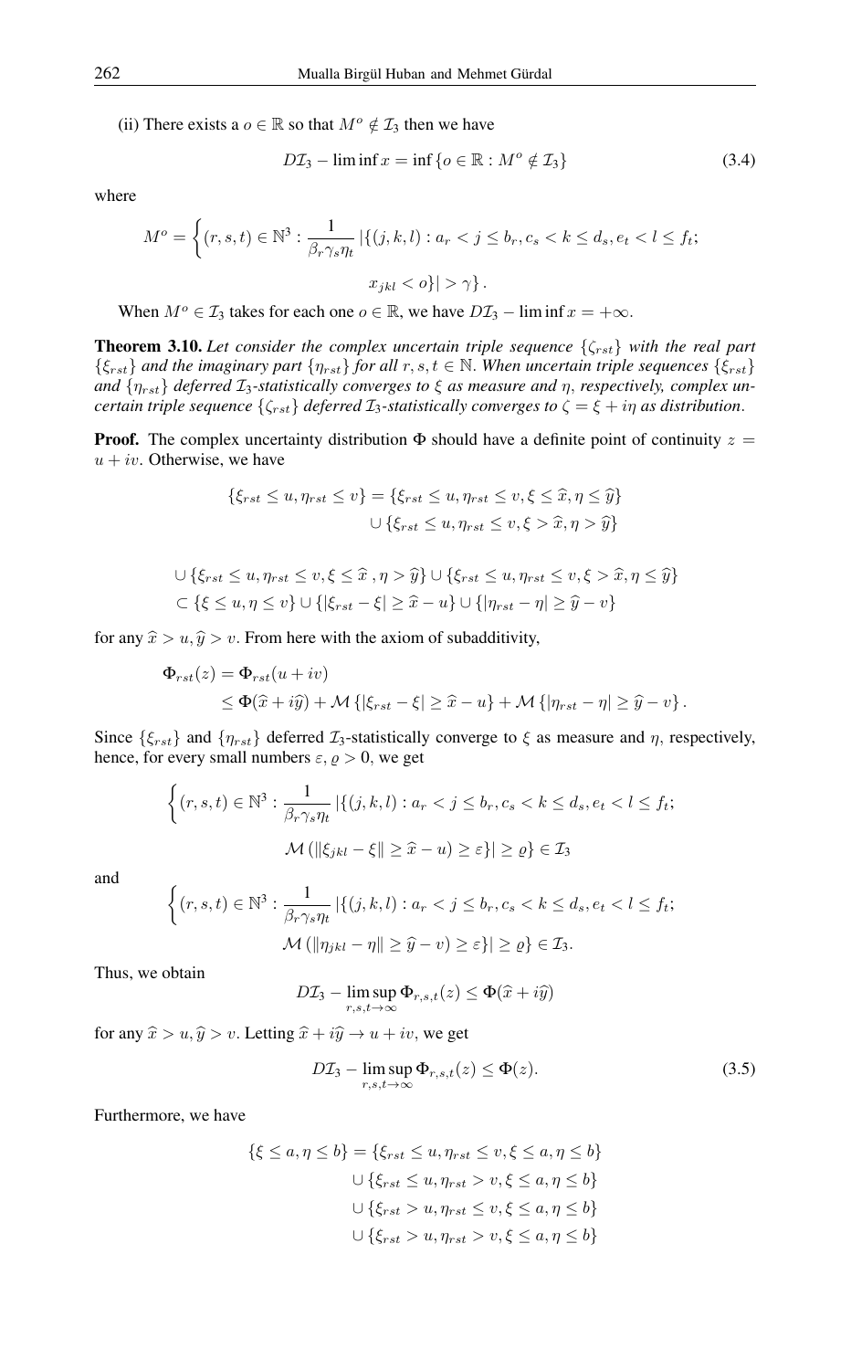(ii) There exists a $o \in \mathbb{R}$ so that $M^o \notin \mathcal{I}_3$ then we have

$$D\mathcal{I}_3 - \liminf x = \inf \{o \in \mathbb{R} : M^o \notin \mathcal{I}_3\} \tag{3.4}$$

where

$$M^o = \left\{(r,s,t) \in \mathbb{N}^3 : \frac{1}{\beta_r \gamma_s \eta_t} \left|\{(j,k,l) : a_r < j \leq b_r, c_s < k \leq d_s, e_t < l \leq f_t; \right.\right.$$
$$\left.\left. x_{jkl} < o\}\right| > \gamma\right\}.$$

When $M^o \in \mathcal{I}_3$ takes for each one $o \in \mathbb{R}$, we have $D\mathcal{I}_3 - \liminf x = +\infty$.

**Theorem 3.10.** *Let consider the complex uncertain triple sequence $\{\zeta_{rst}\}$ with the real part $\{\xi_{rst}\}$ and the imaginary part $\{\eta_{rst}\}$ for all $r,s,t \in \mathbb{N}$. When uncertain triple sequences $\{\xi_{rst}\}$ and $\{\eta_{rst}\}$ deferred $\mathcal{I}_3$-statistically converges to $\xi$ as measure and $\eta$, respectively, complex uncertain triple sequence $\{\zeta_{rst}\}$ deferred $\mathcal{I}_3$-statistically converges to $\zeta = \xi + i\eta$ as distribution.*

**Proof.** The complex uncertainty distribution $\Phi$ should have a definite point of continuity $z = u + iv$. Otherwise, we have

$$\{\xi_{rst} \leq u, \eta_{rst} \leq v\} = \{\xi_{rst} \leq u, \eta_{rst} \leq v, \xi \leq \widehat{x}, \eta \leq \widehat{y}\}$$
$$\cup \{\xi_{rst} \leq u, \eta_{rst} \leq v, \xi > \widehat{x}, \eta > \widehat{y}\}$$

$$\cup \{\xi_{rst} \leq u, \eta_{rst} \leq v, \xi \leq \widehat{x}\,, \eta > \widehat{y}\} \cup \{\xi_{rst} \leq u, \eta_{rst} \leq v, \xi > \widehat{x}, \eta \leq \widehat{y}\}$$
$$\subset \{\xi \leq u, \eta \leq v\} \cup \{|\xi_{rst} - \xi| \geq \widehat{x} - u\} \cup \{|\eta_{rst} - \eta| \geq \widehat{y} - v\}$$

for any $\widehat{x} > u, \widehat{y} > v$. From here with the axiom of subadditivity,

$$\begin{aligned}\Phi_{rst}(z) &= \Phi_{rst}(u + iv) \\ &\leq \Phi(\widehat{x} + i\widehat{y}) + \mathcal{M}\{|\xi_{rst} - \xi| \geq \widehat{x} - u\} + \mathcal{M}\{|\eta_{rst} - \eta| \geq \widehat{y} - v\}.\end{aligned}$$

Since $\{\xi_{rst}\}$ and $\{\eta_{rst}\}$ deferred $\mathcal{I}_3$-statistically converge to $\xi$ as measure and $\eta$, respectively, hence, for every small numbers $\varepsilon, \varrho > 0$, we get

$$\left\{(r,s,t) \in \mathbb{N}^3 : \frac{1}{\beta_r \gamma_s \eta_t} \left|\{(j,k,l) : a_r < j \leq b_r, c_s < k \leq d_s, e_t < l \leq f_t; \right.\right.$$
$$\left.\left. \mathcal{M}\left(\|\xi_{jkl} - \xi\| \geq \widehat{x} - u\right) \geq \varepsilon\}\right| \geq \varrho\right\} \in \mathcal{I}_3$$

and

$$\left\{(r,s,t) \in \mathbb{N}^3 : \frac{1}{\beta_r \gamma_s \eta_t} \left|\{(j,k,l) : a_r < j \leq b_r, c_s < k \leq d_s, e_t < l \leq f_t; \right.\right.$$
$$\left.\left. \mathcal{M}\left(\|\eta_{jkl} - \eta\| \geq \widehat{y} - v\right) \geq \varepsilon\}\right| \geq \varrho\right\} \in \mathcal{I}_3.$$

Thus, we obtain

$$D\mathcal{I}_3 - \limsup_{r,s,t \to \infty} \Phi_{r,s,t}(z) \leq \Phi(\widehat{x} + i\widehat{y})$$

for any $\widehat{x} > u, \widehat{y} > v$. Letting $\widehat{x} + i\widehat{y} \to u + iv$, we get

$$D\mathcal{I}_3 - \limsup_{r,s,t \to \infty} \Phi_{r,s,t}(z) \leq \Phi(z). \tag{3.5}$$

Furthermore, we have

$$\{\xi \leq a, \eta \leq b\} = \{\xi_{rst} \leq u, \eta_{rst} \leq v, \xi \leq a, \eta \leq b\}$$
$$\cup \{\xi_{rst} \leq u, \eta_{rst} > v, \xi \leq a, \eta \leq b\}$$
$$\cup \{\xi_{rst} > u, \eta_{rst} \leq v, \xi \leq a, \eta \leq b\}$$
$$\cup \{\xi_{rst} > u, \eta_{rst} > v, \xi \leq a, \eta \leq b\}$$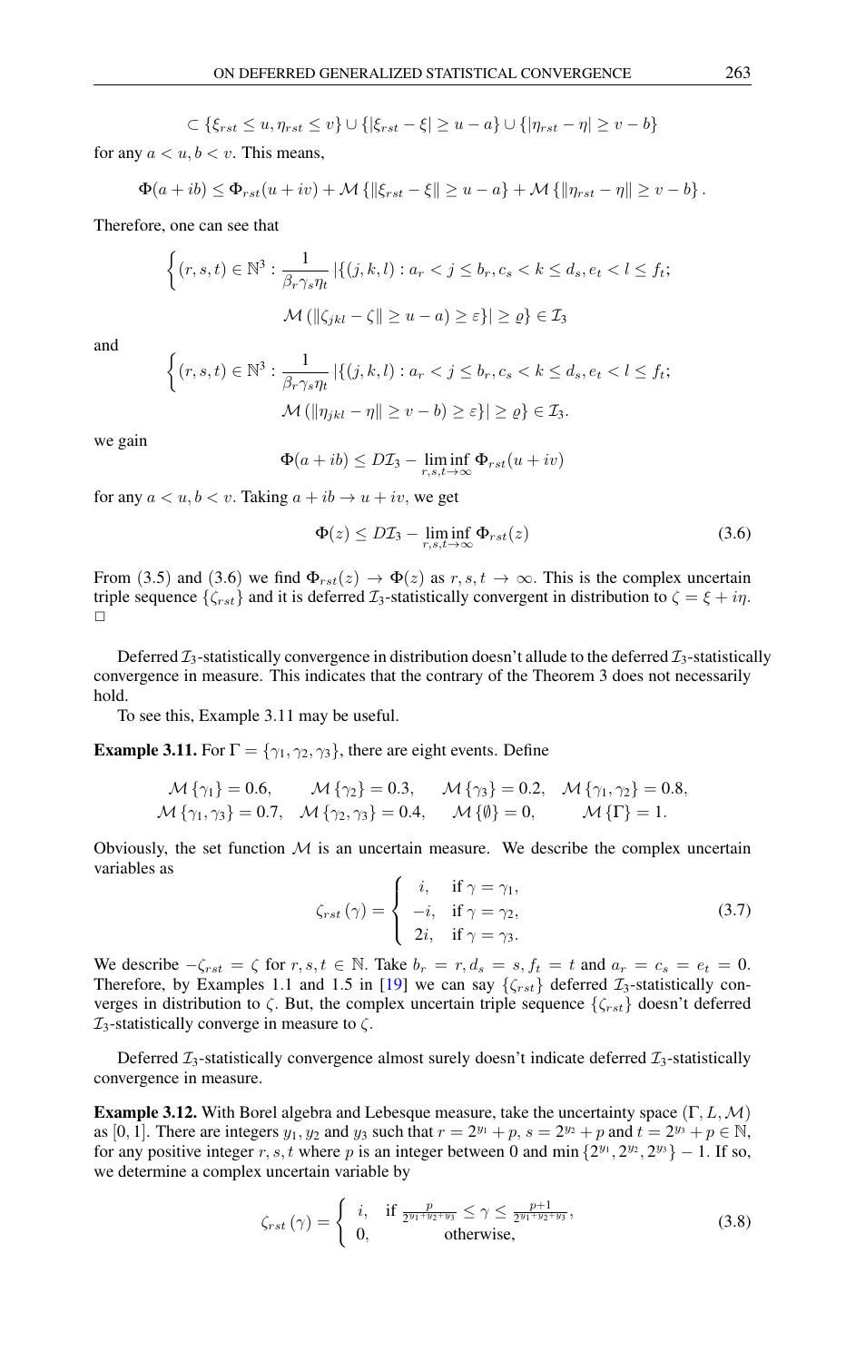$$\subset \{\xi_{rst} \leq u, \eta_{rst} \leq v\} \cup \{|\xi_{rst} - \xi| \geq u - a\} \cup \{|\eta_{rst} - \eta| \geq v - b\}$$

for any $a < u, b < v$. This means,

$$\Phi(a + ib) \leq \Phi_{rst}(u + iv) + \mathcal{M}\{\|\xi_{rst} - \xi\| \geq u - a\} + \mathcal{M}\{\|\eta_{rst} - \eta\| \geq v - b\}.$$

Therefore, one can see that

$$\Big\{(r,s,t) \in \mathbb{N}^3 : \frac{1}{\beta_r \gamma_s \eta_t} |\{(j,k,l) : a_r < j \leq b_r, c_s < k \leq d_s, e_t < l \leq f_t;$$
$$\mathcal{M}(\|\zeta_{jkl} - \zeta\| \geq u - a) \geq \varepsilon\}| \geq \varrho\Big\} \in \mathcal{I}_3$$

and

$$\Big\{(r,s,t) \in \mathbb{N}^3 : \frac{1}{\beta_r \gamma_s \eta_t} |\{(j,k,l) : a_r < j \leq b_r, c_s < k \leq d_s, e_t < l \leq f_t;$$
$$\mathcal{M}(\|\eta_{jkl} - \eta\| \geq v - b) \geq \varepsilon\}| \geq \varrho\Big\} \in \mathcal{I}_3.$$

we gain

$$\Phi(a + ib) \leq D\mathcal{I}_3 - \liminf_{r,s,t \to \infty} \Phi_{rst}(u + iv)$$

for any $a < u, b < v$. Taking $a + ib \to u + iv$, we get

$$\Phi(z) \leq D\mathcal{I}_3 - \liminf_{r,s,t \to \infty} \Phi_{rst}(z) \tag{3.6}$$

From (3.5) and (3.6) we find $\Phi_{rst}(z) \to \Phi(z)$ as $r, s, t \to \infty$. This is the complex uncertain triple sequence $\{\zeta_{rst}\}$ and it is deferred $\mathcal{I}_3$-statistically convergent in distribution to $\zeta = \xi + i\eta$. □

Deferred $\mathcal{I}_3$-statistically convergence in distribution doesn't allude to the deferred $\mathcal{I}_3$-statistically convergence in measure. This indicates that the contrary of the Theorem 3 does not necessarily hold.

To see this, Example 3.11 may be useful.

**Example 3.11.** For $\Gamma = \{\gamma_1, \gamma_2, \gamma_3\}$, there are eight events. Define

$$\mathcal{M}\{\gamma_1\} = 0.6, \quad \mathcal{M}\{\gamma_2\} = 0.3, \quad \mathcal{M}\{\gamma_3\} = 0.2, \quad \mathcal{M}\{\gamma_1, \gamma_2\} = 0.8,$$
$$\mathcal{M}\{\gamma_1, \gamma_3\} = 0.7, \quad \mathcal{M}\{\gamma_2, \gamma_3\} = 0.4, \quad \mathcal{M}\{\emptyset\} = 0, \quad \mathcal{M}\{\Gamma\} = 1.$$

Obviously, the set function $\mathcal{M}$ is an uncertain measure. We describe the complex uncertain variables as

$$\zeta_{rst}(\gamma) = \begin{cases} i, & \text{if } \gamma = \gamma_1, \\ -i, & \text{if } \gamma = \gamma_2, \\ 2i, & \text{if } \gamma = \gamma_3. \end{cases} \tag{3.7}$$

We describe $-\zeta_{rst} = \zeta$ for $r, s, t \in \mathbb{N}$. Take $b_r = r, d_s = s, f_t = t$ and $a_r = c_s = e_t = 0$. Therefore, by Examples 1.1 and 1.5 in [19] we can say $\{\zeta_{rst}\}$ deferred $\mathcal{I}_3$-statistically converges in distribution to $\zeta$. But, the complex uncertain triple sequence $\{\zeta_{rst}\}$ doesn't deferred $\mathcal{I}_3$-statistically converge in measure to $\zeta$.

Deferred $\mathcal{I}_3$-statistically convergence almost surely doesn't indicate deferred $\mathcal{I}_3$-statistically convergence in measure.

**Example 3.12.** With Borel algebra and Lebesque measure, take the uncertainty space $(\Gamma, L, \mathcal{M})$ as $[0, 1]$. There are integers $y_1, y_2$ and $y_3$ such that $r = 2^{y_1} + p$, $s = 2^{y_2} + p$ and $t = 2^{y_3} + p \in \mathbb{N}$, for any positive integer $r, s, t$ where $p$ is an integer between 0 and $\min\{2^{y_1}, 2^{y_2}, 2^{y_3}\} - 1$. If so, we determine a complex uncertain variable by

$$\zeta_{rst}(\gamma) = \begin{cases} i, & \text{if } \frac{p}{2^{y_1+y_2+y_3}} \leq \gamma \leq \frac{p+1}{2^{y_1+y_2+y_3}}, \\ 0, & \text{otherwise}, \end{cases} \tag{3.8}$$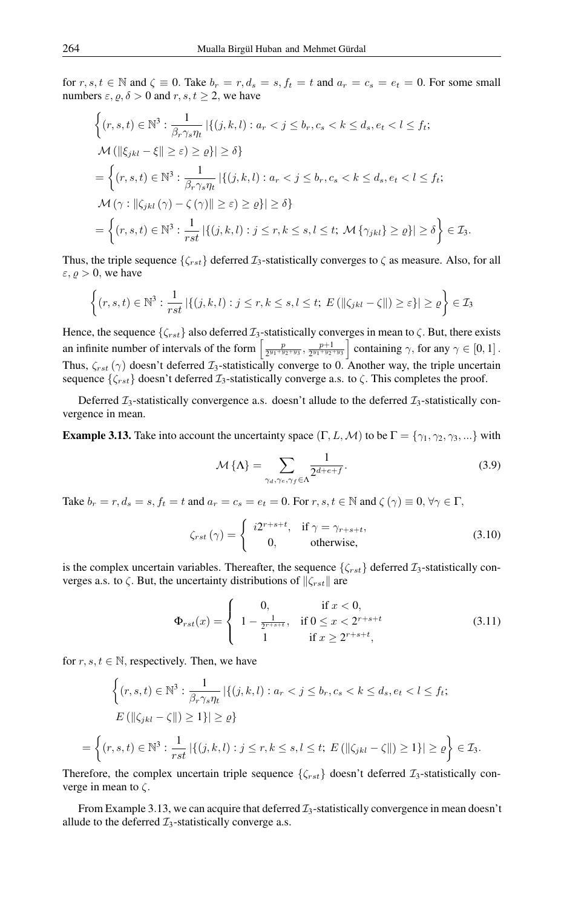for $r,s,t \in \mathbb{N}$ and $\zeta \equiv 0$. Take $b_r = r, d_s = s, f_t = t$ and $a_r = c_s = e_t = 0$. For some small numbers $\varepsilon, \varrho, \delta > 0$ and $r,s,t \geq 2$, we have

$$
\begin{aligned}
&\left\{(r,s,t) \in \mathbb{N}^3 : \frac{1}{\beta_r \gamma_s \eta_t} \left|\{(j,k,l) : a_r < j \leq b_r, c_s < k \leq d_s, e_t < l \leq f_t;\right.\right. \\
&\left.\left. \mathcal{M}\left(\|\xi_{jkl} - \xi\| \geq \varepsilon\right) \geq \varrho\}\right| \geq \delta\right\} \\
&= \left\{(r,s,t) \in \mathbb{N}^3 : \frac{1}{\beta_r \gamma_s \eta_t} \left|\{(j,k,l) : a_r < j \leq b_r, c_s < k \leq d_s, e_t < l \leq f_t;\right.\right. \\
&\left.\left. \mathcal{M}\left(\gamma : \|\zeta_{jkl}(\gamma) - \zeta(\gamma)\| \geq \varepsilon\right) \geq \varrho\}\right| \geq \delta\right\} \\
&= \left\{(r,s,t) \in \mathbb{N}^3 : \frac{1}{rst} \left|\{(j,k,l) : j \leq r, k \leq s, l \leq t;\ \mathcal{M}\{\gamma_{jkl}\} \geq \varrho\}\right| \geq \delta\right\} \in \mathcal{I}_3.
\end{aligned}
$$

Thus, the triple sequence $\{\zeta_{rst}\}$ deferred $\mathcal{I}_3$-statistically converges to $\zeta$ as measure. Also, for all $\varepsilon, \varrho > 0$, we have

$$
\left\{(r,s,t) \in \mathbb{N}^3 : \frac{1}{rst} \left|\{(j,k,l) : j \leq r, k \leq s, l \leq t;\ E\left(\|\zeta_{jkl} - \zeta\|\right) \geq \varepsilon\}\right| \geq \varrho\right\} \in \mathcal{I}_3
$$

Hence, the sequence $\{\zeta_{rst}\}$ also deferred $\mathcal{I}_3$-statistically converges in mean to $\zeta$. But, there exists an infinite number of intervals of the form $\left[\frac{p}{2^{y_1+y_2+y_3}}, \frac{p+1}{2^{y_1+y_2+y_3}}\right]$ containing $\gamma$, for any $\gamma \in [0,1]$. Thus, $\zeta_{rst}(\gamma)$ doesn't deferred $\mathcal{I}_3$-statistically converge to 0. Another way, the triple uncertain sequence $\{\zeta_{rst}\}$ doesn't deferred $\mathcal{I}_3$-statistically converge a.s. to $\zeta$. This completes the proof.

Deferred $\mathcal{I}_3$-statistically convergence a.s. doesn't allude to the deferred $\mathcal{I}_3$-statistically convergence in mean.

**Example 3.13.** Take into account the uncertainty space $(\Gamma, L, \mathcal{M})$ to be $\Gamma = \{\gamma_1, \gamma_2, \gamma_3, \ldots\}$ with

$$
\mathcal{M}\{\Lambda\} = \sum_{\gamma_d, \gamma_e, \gamma_f \in \Lambda} \frac{1}{2^{d+e+f}}. \tag{3.9}
$$

Take $b_r = r, d_s = s, f_t = t$ and $a_r = c_s = e_t = 0$. For $r,s,t \in \mathbb{N}$ and $\zeta(\gamma) \equiv 0, \forall \gamma \in \Gamma$,

$$
\zeta_{rst}(\gamma) = \begin{cases} i2^{r+s+t}, & \text{if } \gamma = \gamma_{r+s+t}, \\ 0, & \text{otherwise}, \end{cases} \tag{3.10}
$$

is the complex uncertain variables. Thereafter, the sequence $\{\zeta_{rst}\}$ deferred $\mathcal{I}_3$-statistically converges a.s. to $\zeta$. But, the uncertainty distributions of $\|\zeta_{rst}\|$ are

$$
\Phi_{rst}(x) = \begin{cases} 0, & \text{if } x < 0, \\ 1 - \frac{1}{2^{r+s+t}}, & \text{if } 0 \leq x < 2^{r+s+t} \\ 1 & \text{if } x \geq 2^{r+s+t}, \end{cases} \tag{3.11}
$$

for $r,s,t \in \mathbb{N}$, respectively. Then, we have

$$
\begin{aligned}
&\left\{(r,s,t) \in \mathbb{N}^3 : \frac{1}{\beta_r \gamma_s \eta_t} \left|\{(j,k,l) : a_r < j \leq b_r, c_s < k \leq d_s, e_t < l \leq f_t;\right.\right. \\
&\left.\left. E\left(\|\zeta_{jkl} - \zeta\|\right) \geq 1\}\right| \geq \varrho\right\} \\
&= \left\{(r,s,t) \in \mathbb{N}^3 : \frac{1}{rst} \left|\{(j,k,l) : j \leq r, k \leq s, l \leq t;\ E\left(\|\zeta_{jkl} - \zeta\|\right) \geq 1\}\right| \geq \varrho\right\} \in \mathcal{I}_3.
\end{aligned}
$$

Therefore, the complex uncertain triple sequence $\{\zeta_{rst}\}$ doesn't deferred $\mathcal{I}_3$-statistically converge in mean to $\zeta$.

From Example 3.13, we can acquire that deferred $\mathcal{I}_3$-statistically convergence in mean doesn't allude to the deferred $\mathcal{I}_3$-statistically converge a.s.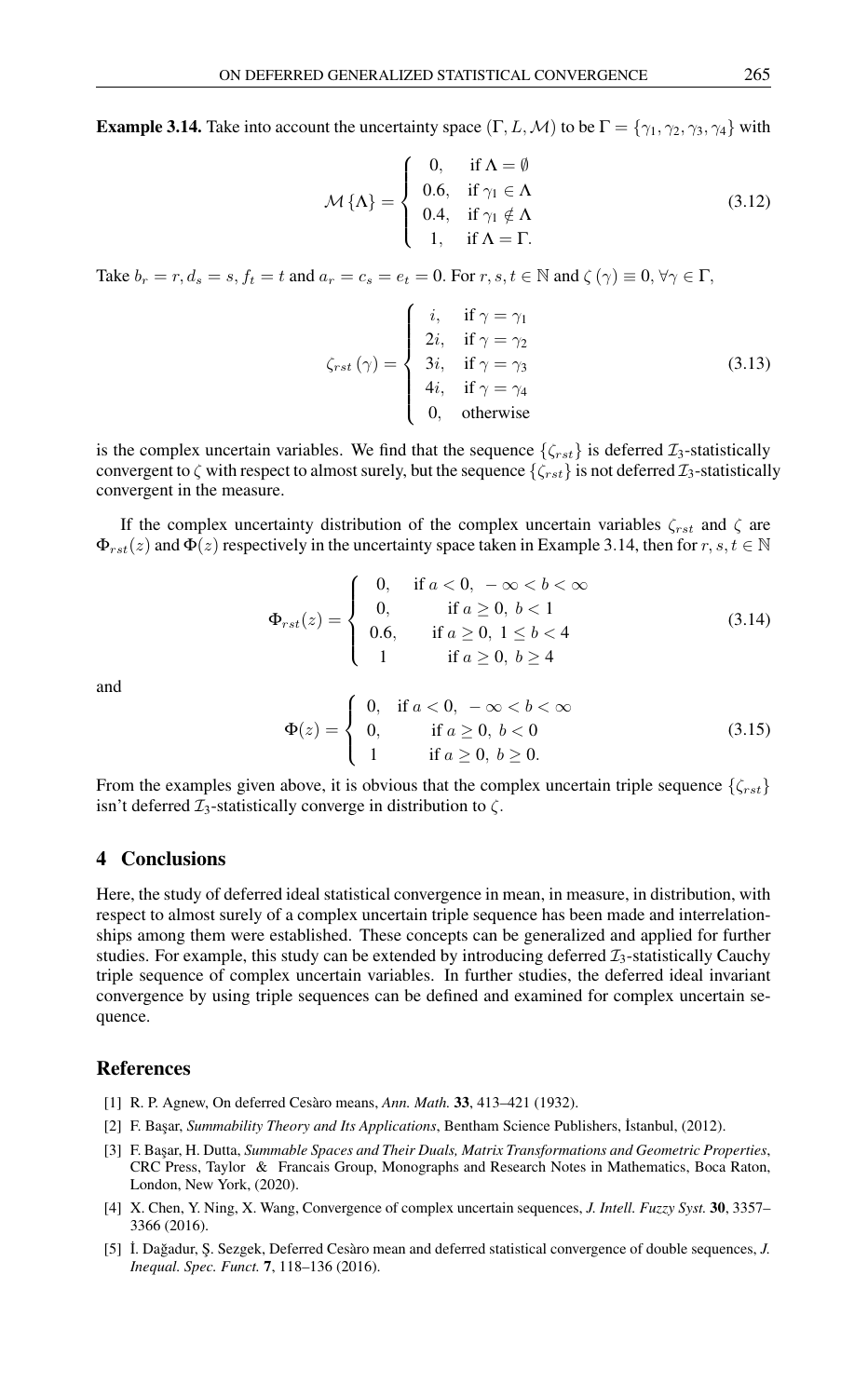**Example 3.14.** Take into account the uncertainty space $(\Gamma, L, \mathcal{M})$ to be $\Gamma = \{\gamma_1, \gamma_2, \gamma_3, \gamma_4\}$ with

$$\mathcal{M}\{\Lambda\} = \begin{cases} 0, & \text{if } \Lambda = \emptyset \\ 0.6, & \text{if } \gamma_1 \in \Lambda \\ 0.4, & \text{if } \gamma_1 \notin \Lambda \\ 1, & \text{if } \Lambda = \Gamma. \end{cases} \tag{3.12}$$

Take $b_r = r, d_s = s, f_t = t$ and $a_r = c_s = e_t = 0$. For $r, s, t \in \mathbb{N}$ and $\zeta(\gamma) \equiv 0, \forall \gamma \in \Gamma$,

$$\zeta_{rst}(\gamma) = \begin{cases} i, & \text{if } \gamma = \gamma_1 \\ 2i, & \text{if } \gamma = \gamma_2 \\ 3i, & \text{if } \gamma = \gamma_3 \\ 4i, & \text{if } \gamma = \gamma_4 \\ 0, & \text{otherwise} \end{cases} \tag{3.13}$$

is the complex uncertain variables. We find that the sequence $\{\zeta_{rst}\}$ is deferred $\mathcal{I}_3$-statistically convergent to $\zeta$ with respect to almost surely, but the sequence $\{\zeta_{rst}\}$ is not deferred $\mathcal{I}_3$-statistically convergent in the measure.

If the complex uncertainty distribution of the complex uncertain variables $\zeta_{rst}$ and $\zeta$ are $\Phi_{rst}(z)$ and $\Phi(z)$ respectively in the uncertainty space taken in Example 3.14, then for $r, s, t \in \mathbb{N}$

$$\Phi_{rst}(z) = \begin{cases} 0, & \text{if } a < 0, \ -\infty < b < \infty \\ 0, & \text{if } a \geq 0, \ b < 1 \\ 0.6, & \text{if } a \geq 0, \ 1 \leq b < 4 \\ 1 & \text{if } a \geq 0, \ b \geq 4 \end{cases} \tag{3.14}$$

and

$$\Phi(z) = \begin{cases} 0, & \text{if } a < 0, \ -\infty < b < \infty \\ 0, & \text{if } a \geq 0, \ b < 0 \\ 1 & \text{if } a \geq 0, \ b \geq 0. \end{cases} \tag{3.15}$$

From the examples given above, it is obvious that the complex uncertain triple sequence $\{\zeta_{rst}\}$ isn't deferred $\mathcal{I}_3$-statistically converge in distribution to $\zeta$.

## 4 Conclusions

Here, the study of deferred ideal statistical convergence in mean, in measure, in distribution, with respect to almost surely of a complex uncertain triple sequence has been made and interrelationships among them were established. These concepts can be generalized and applied for further studies. For example, this study can be extended by introducing deferred $\mathcal{I}_3$-statistically Cauchy triple sequence of complex uncertain variables. In further studies, the deferred ideal invariant convergence by using triple sequences can be defined and examined for complex uncertain sequence.

## References

[1] R. P. Agnew, On deferred Cesàro means, *Ann. Math.* **33**, 413–421 (1932).

[2] F. Başar, *Summability Theory and Its Applications*, Bentham Science Publishers, İstanbul, (2012).

[3] F. Başar, H. Dutta, *Summable Spaces and Their Duals, Matrix Transformations and Geometric Properties*, CRC Press, Taylor & Francais Group, Monographs and Research Notes in Mathematics, Boca Raton, London, New York, (2020).

[4] X. Chen, Y. Ning, X. Wang, Convergence of complex uncertain sequences, *J. Intell. Fuzzy Syst.* **30**, 3357–3366 (2016).

[5] İ. Dağadur, Ş. Sezgek, Deferred Cesàro mean and deferred statistical convergence of double sequences, *J. Inequal. Spec. Funct.* **7**, 118–136 (2016).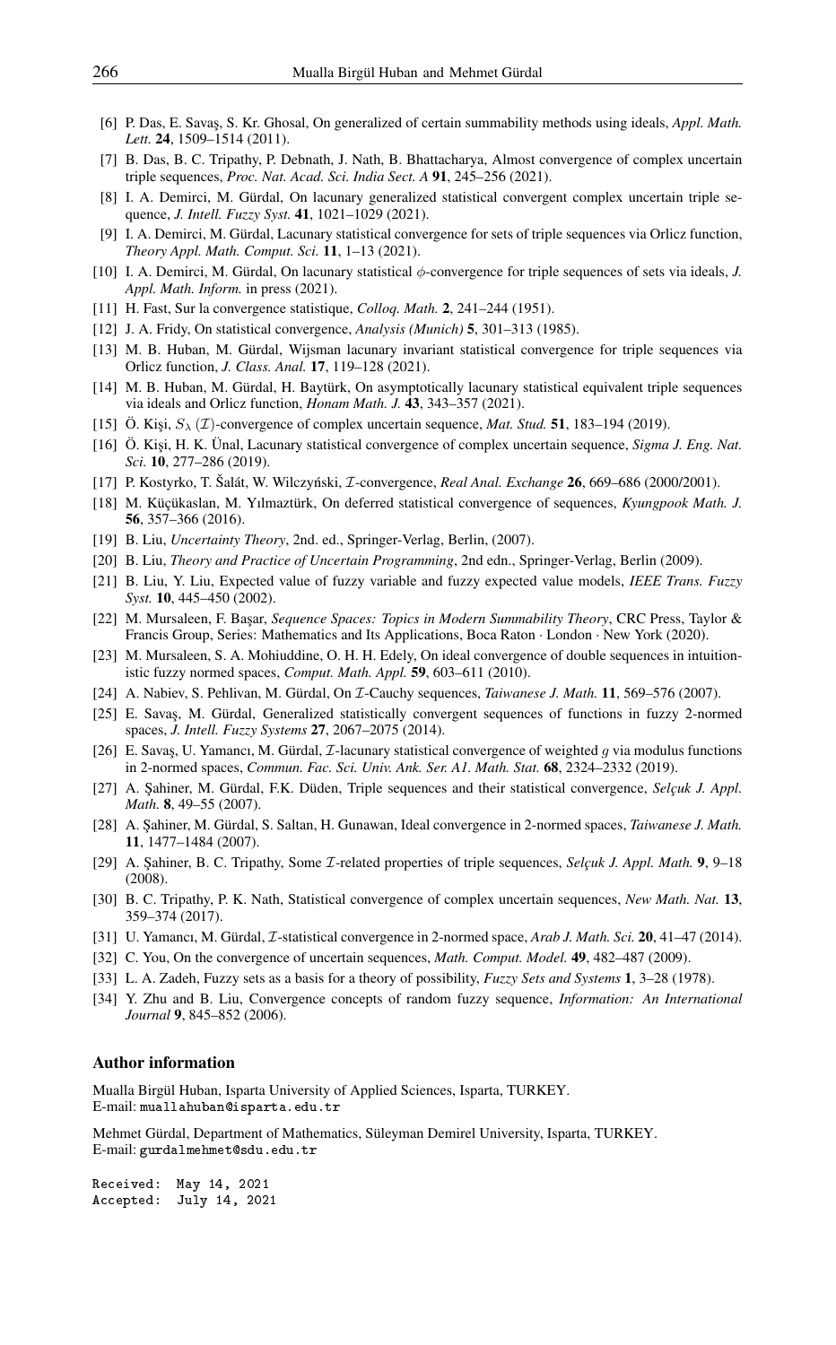[6] P. Das, E. Savaş, S. Kr. Ghosal, On generalized of certain summability methods using ideals, *Appl. Math. Lett.* **24**, 1509–1514 (2011).

[7] B. Das, B. C. Tripathy, P. Debnath, J. Nath, B. Bhattacharya, Almost convergence of complex uncertain triple sequences, *Proc. Nat. Acad. Sci. India Sect. A* **91**, 245–256 (2021).

[8] I. A. Demirci, M. Gürdal, On lacunary generalized statistical convergent complex uncertain triple sequence, *J. Intell. Fuzzy Syst.* **41**, 1021–1029 (2021).

[9] I. A. Demirci, M. Gürdal, Lacunary statistical convergence for sets of triple sequences via Orlicz function, *Theory Appl. Math. Comput. Sci.* **11**, 1–13 (2021).

[10] I. A. Demirci, M. Gürdal, On lacunary statistical $\phi$-convergence for triple sequences of sets via ideals, *J. Appl. Math. Inform.* in press (2021).

[11] H. Fast, Sur la convergence statistique, *Colloq. Math.* **2**, 241–244 (1951).

[12] J. A. Fridy, On statistical convergence, *Analysis (Munich)* **5**, 301–313 (1985).

[13] M. B. Huban, M. Gürdal, Wijsman lacunary invariant statistical convergence for triple sequences via Orlicz function, *J. Class. Anal.* **17**, 119–128 (2021).

[14] M. B. Huban, M. Gürdal, H. Baytürk, On asymptotically lacunary statistical equivalent triple sequences via ideals and Orlicz function, *Honam Math. J.* **43**, 343–357 (2021).

[15] Ö. Kişi, $S_\lambda(\mathcal{I})$-convergence of complex uncertain sequence, *Mat. Stud.* **51**, 183–194 (2019).

[16] Ö. Kişi, H. K. Ünal, Lacunary statistical convergence of complex uncertain sequence, *Sigma J. Eng. Nat. Sci.* **10**, 277–286 (2019).

[17] P. Kostyrko, T. Šalát, W. Wilczyński, $\mathcal{I}$-convergence, *Real Anal. Exchange* **26**, 669–686 (2000/2001).

[18] M. Küçükaslan, M. Yılmaztürk, On deferred statistical convergence of sequences, *Kyungpook Math. J.* **56**, 357–366 (2016).

[19] B. Liu, *Uncertainty Theory*, 2nd. ed., Springer-Verlag, Berlin, (2007).

[20] B. Liu, *Theory and Practice of Uncertain Programming*, 2nd edn., Springer-Verlag, Berlin (2009).

[21] B. Liu, Y. Liu, Expected value of fuzzy variable and fuzzy expected value models, *IEEE Trans. Fuzzy Syst.* **10**, 445–450 (2002).

[22] M. Mursaleen, F. Başar, *Sequence Spaces: Topics in Modern Summability Theory*, CRC Press, Taylor & Francis Group, Series: Mathematics and Its Applications, Boca Raton · London · New York (2020).

[23] M. Mursaleen, S. A. Mohiuddine, O. H. H. Edely, On ideal convergence of double sequences in intuitionistic fuzzy normed spaces, *Comput. Math. Appl.* **59**, 603–611 (2010).

[24] A. Nabiev, S. Pehlivan, M. Gürdal, On $\mathcal{I}$-Cauchy sequences, *Taiwanese J. Math.* **11**, 569–576 (2007).

[25] E. Savaş, M. Gürdal, Generalized statistically convergent sequences of functions in fuzzy 2-normed spaces, *J. Intell. Fuzzy Systems* **27**, 2067–2075 (2014).

[26] E. Savaş, U. Yamancı, M. Gürdal, $\mathcal{I}$-lacunary statistical convergence of weighted $g$ via modulus functions in 2-normed spaces, *Commun. Fac. Sci. Univ. Ank. Ser. A1. Math. Stat.* **68**, 2324–2332 (2019).

[27] A. Şahiner, M. Gürdal, F.K. Düden, Triple sequences and their statistical convergence, *Selçuk J. Appl. Math.* **8**, 49–55 (2007).

[28] A. Şahiner, M. Gürdal, S. Saltan, H. Gunawan, Ideal convergence in 2-normed spaces, *Taiwanese J. Math.* **11**, 1477–1484 (2007).

[29] A. Şahiner, B. C. Tripathy, Some $\mathcal{I}$-related properties of triple sequences, *Selçuk J. Appl. Math.* **9**, 9–18 (2008).

[30] B. C. Tripathy, P. K. Nath, Statistical convergence of complex uncertain sequences, *New Math. Nat.* **13**, 359–374 (2017).

[31] U. Yamancı, M. Gürdal, $\mathcal{I}$-statistical convergence in 2-normed space, *Arab J. Math. Sci.* **20**, 41–47 (2014).

[32] C. You, On the convergence of uncertain sequences, *Math. Comput. Model.* **49**, 482–487 (2009).

[33] L. A. Zadeh, Fuzzy sets as a basis for a theory of possibility, *Fuzzy Sets and Systems* **1**, 3–28 (1978).

[34] Y. Zhu and B. Liu, Convergence concepts of random fuzzy sequence, *Information: An International Journal* **9**, 845–852 (2006).

### Author information

Mualla Birgül Huban, Isparta University of Applied Sciences, Isparta, TURKEY.
E-mail: muallahuban@isparta.edu.tr

Mehmet Gürdal, Department of Mathematics, Süleyman Demirel University, Isparta, TURKEY.
E-mail: gurdalmehmet@sdu.edu.tr

Received: May 14, 2021
Accepted: July 14, 2021